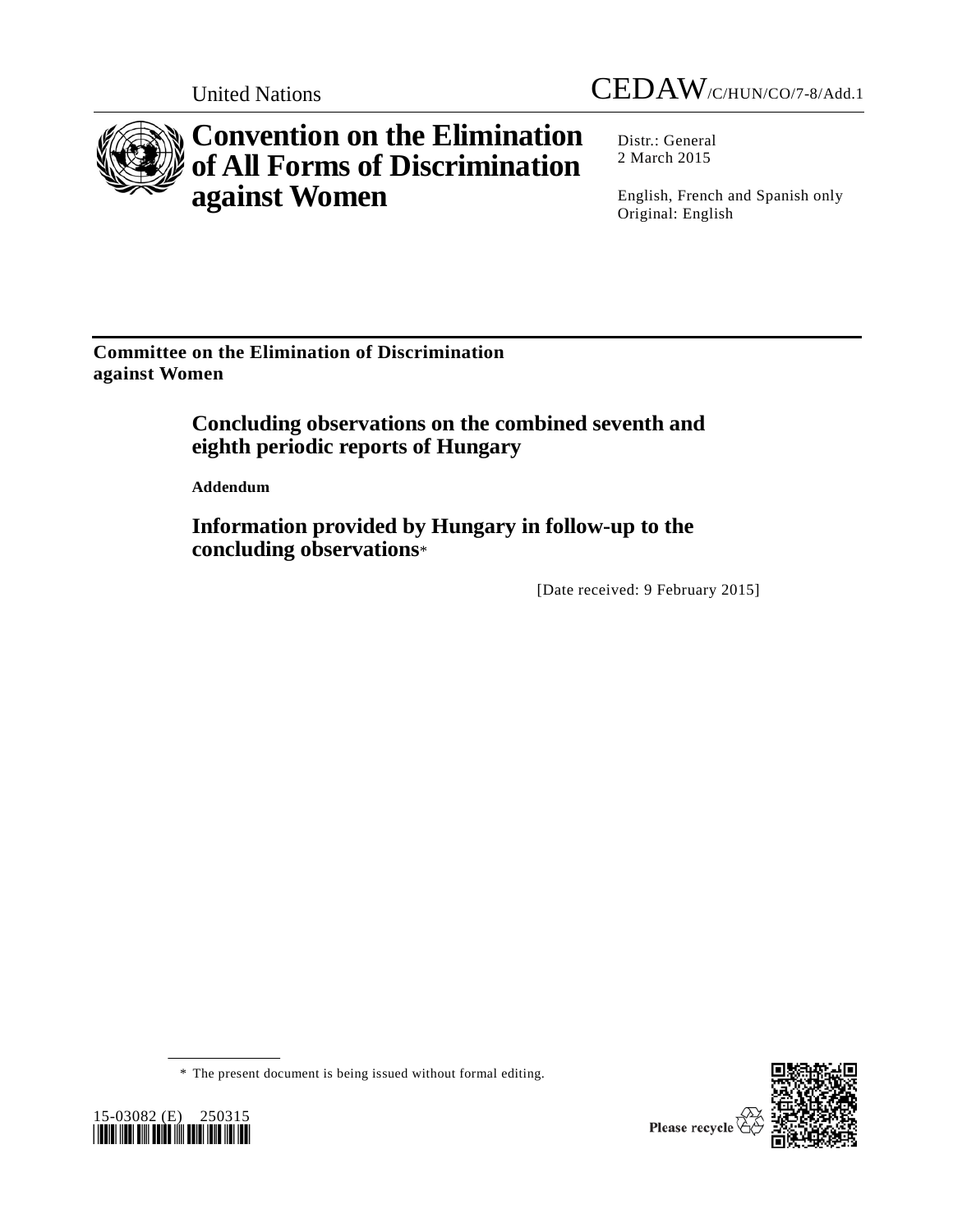United Nations

CEDAW/C/HUN/CO/7-8/Add.1

# Convention on the Elimination of All Forms of Discrimination against Women

Distr.: General
2 March 2015

English, French and Spanish only
Original: English

**Committee on the Elimination of Discrimination against Women**

## Concluding observations on the combined seventh and eighth periodic reports of Hungary

**Addendum**

## Information provided by Hungary in follow-up to the concluding observations*

[Date received: 9 February 2015]

* The present document is being issued without formal editing.

15-03082 (E) 250315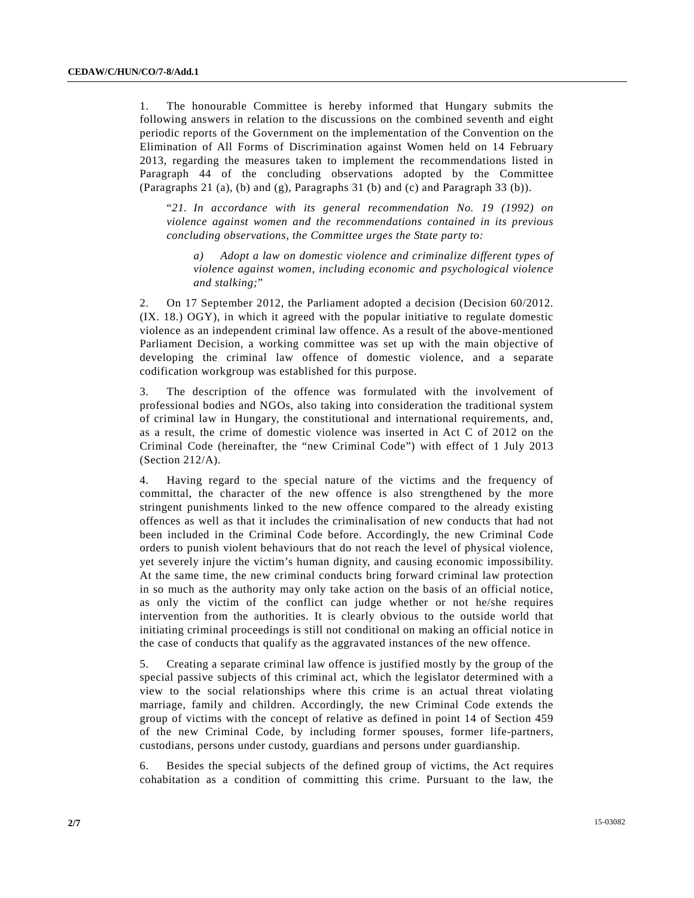1. The honourable Committee is hereby informed that Hungary submits the following answers in relation to the discussions on the combined seventh and eight periodic reports of the Government on the implementation of the Convention on the Elimination of All Forms of Discrimination against Women held on 14 February 2013, regarding the measures taken to implement the recommendations listed in Paragraph 44 of the concluding observations adopted by the Committee (Paragraphs 21 (a), (b) and (g), Paragraphs 31 (b) and (c) and Paragraph 33 (b)).

> "*21. In accordance with its general recommendation No. 19 (1992) on violence against women and the recommendations contained in its previous concluding observations, the Committee urges the State party to:*
>
> > *a) Adopt a law on domestic violence and criminalize different types of violence against women, including economic and psychological violence and stalking;*"

2. On 17 September 2012, the Parliament adopted a decision (Decision 60/2012. (IX. 18.) OGY), in which it agreed with the popular initiative to regulate domestic violence as an independent criminal law offence. As a result of the above-mentioned Parliament Decision, a working committee was set up with the main objective of developing the criminal law offence of domestic violence, and a separate codification workgroup was established for this purpose.

3. The description of the offence was formulated with the involvement of professional bodies and NGOs, also taking into consideration the traditional system of criminal law in Hungary, the constitutional and international requirements, and, as a result, the crime of domestic violence was inserted in Act C of 2012 on the Criminal Code (hereinafter, the "new Criminal Code") with effect of 1 July 2013 (Section 212/A).

4. Having regard to the special nature of the victims and the frequency of committal, the character of the new offence is also strengthened by the more stringent punishments linked to the new offence compared to the already existing offences as well as that it includes the criminalisation of new conducts that had not been included in the Criminal Code before. Accordingly, the new Criminal Code orders to punish violent behaviours that do not reach the level of physical violence, yet severely injure the victim's human dignity, and causing economic impossibility. At the same time, the new criminal conducts bring forward criminal law protection in so much as the authority may only take action on the basis of an official notice, as only the victim of the conflict can judge whether or not he/she requires intervention from the authorities. It is clearly obvious to the outside world that initiating criminal proceedings is still not conditional on making an official notice in the case of conducts that qualify as the aggravated instances of the new offence.

5. Creating a separate criminal law offence is justified mostly by the group of the special passive subjects of this criminal act, which the legislator determined with a view to the social relationships where this crime is an actual threat violating marriage, family and children. Accordingly, the new Criminal Code extends the group of victims with the concept of relative as defined in point 14 of Section 459 of the new Criminal Code, by including former spouses, former life-partners, custodians, persons under custody, guardians and persons under guardianship.

6. Besides the special subjects of the defined group of victims, the Act requires cohabitation as a condition of committing this crime. Pursuant to the law, the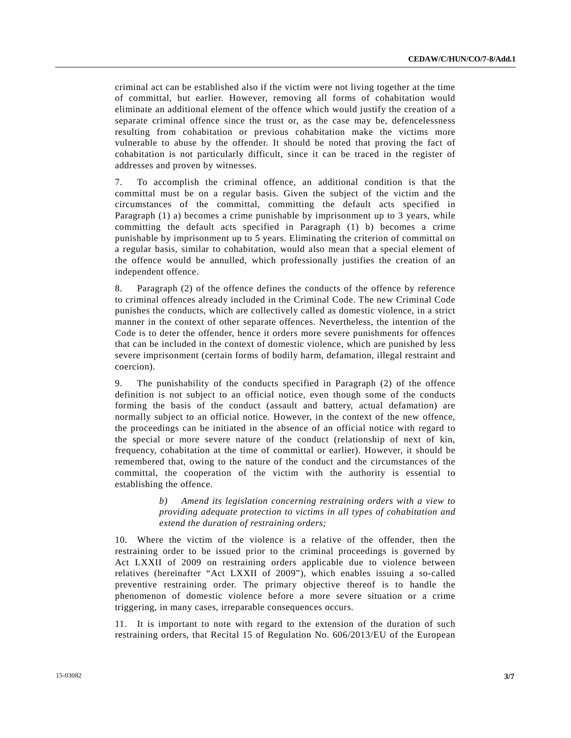criminal act can be established also if the victim were not living together at the time of committal, but earlier. However, removing all forms of cohabitation would eliminate an additional element of the offence which would justify the creation of a separate criminal offence since the trust or, as the case may be, defencelessness resulting from cohabitation or previous cohabitation make the victims more vulnerable to abuse by the offender. It should be noted that proving the fact of cohabitation is not particularly difficult, since it can be traced in the register of addresses and proven by witnesses.

7. To accomplish the criminal offence, an additional condition is that the committal must be on a regular basis. Given the subject of the victim and the circumstances of the committal, committing the default acts specified in Paragraph (1) a) becomes a crime punishable by imprisonment up to 3 years, while committing the default acts specified in Paragraph (1) b) becomes a crime punishable by imprisonment up to 5 years. Eliminating the criterion of committal on a regular basis, similar to cohabitation, would also mean that a special element of the offence would be annulled, which professionally justifies the creation of an independent offence.

8. Paragraph (2) of the offence defines the conducts of the offence by reference to criminal offences already included in the Criminal Code. The new Criminal Code punishes the conducts, which are collectively called as domestic violence, in a strict manner in the context of other separate offences. Nevertheless, the intention of the Code is to deter the offender, hence it orders more severe punishments for offences that can be included in the context of domestic violence, which are punished by less severe imprisonment (certain forms of bodily harm, defamation, illegal restraint and coercion).

9. The punishability of the conducts specified in Paragraph (2) of the offence definition is not subject to an official notice, even though some of the conducts forming the basis of the conduct (assault and battery, actual defamation) are normally subject to an official notice. However, in the context of the new offence, the proceedings can be initiated in the absence of an official notice with regard to the special or more severe nature of the conduct (relationship of next of kin, frequency, cohabitation at the time of committal or earlier). However, it should be remembered that, owing to the nature of the conduct and the circumstances of the committal, the cooperation of the victim with the authority is essential to establishing the offence.

> *b) Amend its legislation concerning restraining orders with a view to providing adequate protection to victims in all types of cohabitation and extend the duration of restraining orders;*

10. Where the victim of the violence is a relative of the offender, then the restraining order to be issued prior to the criminal proceedings is governed by Act LXXII of 2009 on restraining orders applicable due to violence between relatives (hereinafter "Act LXXII of 2009"), which enables issuing a so-called preventive restraining order. The primary objective thereof is to handle the phenomenon of domestic violence before a more severe situation or a crime triggering, in many cases, irreparable consequences occurs.

11. It is important to note with regard to the extension of the duration of such restraining orders, that Recital 15 of Regulation No. 606/2013/EU of the European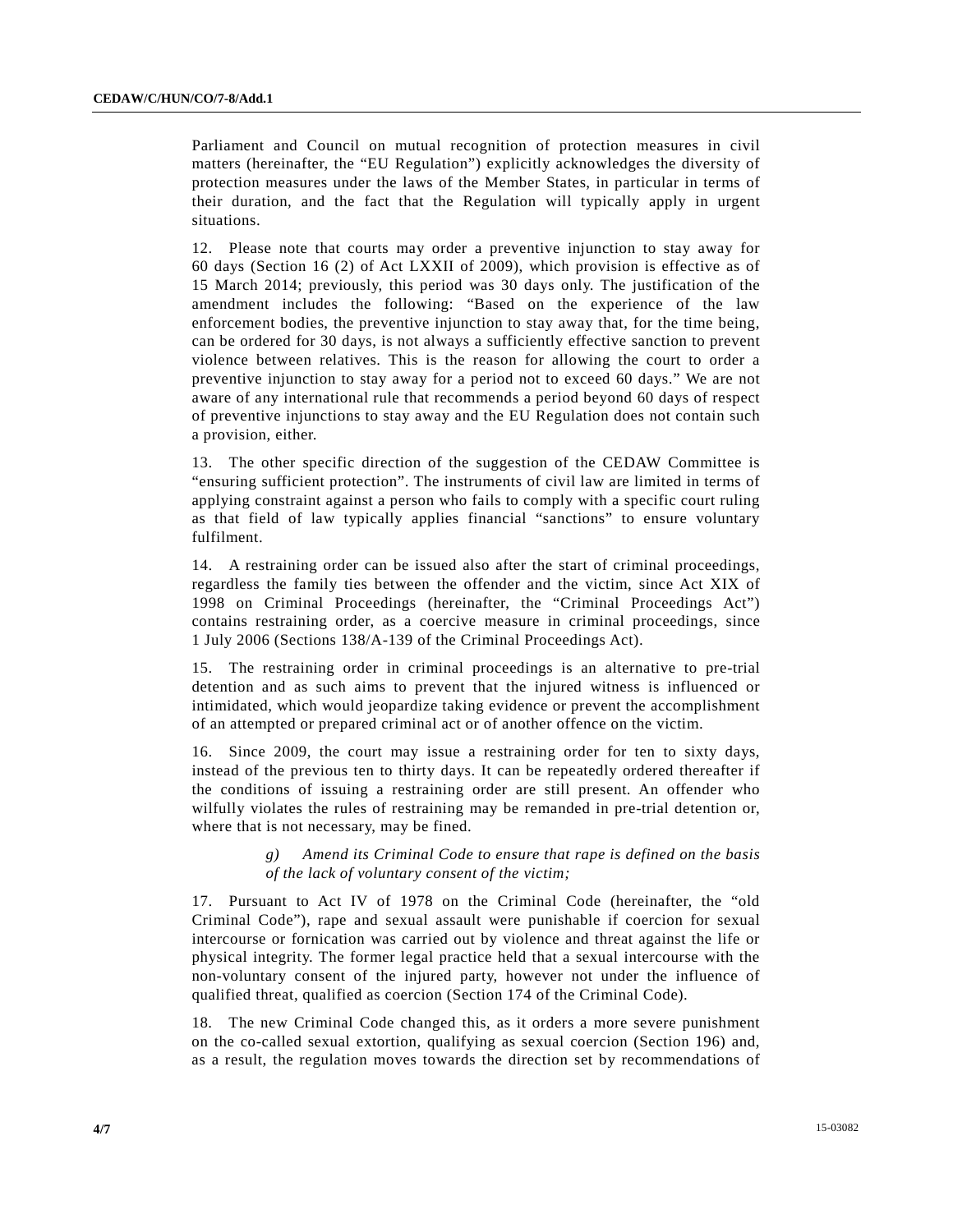Parliament and Council on mutual recognition of protection measures in civil matters (hereinafter, the "EU Regulation") explicitly acknowledges the diversity of protection measures under the laws of the Member States, in particular in terms of their duration, and the fact that the Regulation will typically apply in urgent situations.

12. Please note that courts may order a preventive injunction to stay away for 60 days (Section 16 (2) of Act LXXII of 2009), which provision is effective as of 15 March 2014; previously, this period was 30 days only. The justification of the amendment includes the following: "Based on the experience of the law enforcement bodies, the preventive injunction to stay away that, for the time being, can be ordered for 30 days, is not always a sufficiently effective sanction to prevent violence between relatives. This is the reason for allowing the court to order a preventive injunction to stay away for a period not to exceed 60 days." We are not aware of any international rule that recommends a period beyond 60 days of respect of preventive injunctions to stay away and the EU Regulation does not contain such a provision, either.

13. The other specific direction of the suggestion of the CEDAW Committee is "ensuring sufficient protection". The instruments of civil law are limited in terms of applying constraint against a person who fails to comply with a specific court ruling as that field of law typically applies financial "sanctions" to ensure voluntary fulfilment.

14. A restraining order can be issued also after the start of criminal proceedings, regardless the family ties between the offender and the victim, since Act XIX of 1998 on Criminal Proceedings (hereinafter, the "Criminal Proceedings Act") contains restraining order, as a coercive measure in criminal proceedings, since 1 July 2006 (Sections 138/A-139 of the Criminal Proceedings Act).

15. The restraining order in criminal proceedings is an alternative to pre-trial detention and as such aims to prevent that the injured witness is influenced or intimidated, which would jeopardize taking evidence or prevent the accomplishment of an attempted or prepared criminal act or of another offence on the victim.

16. Since 2009, the court may issue a restraining order for ten to sixty days, instead of the previous ten to thirty days. It can be repeatedly ordered thereafter if the conditions of issuing a restraining order are still present. An offender who wilfully violates the rules of restraining may be remanded in pre-trial detention or, where that is not necessary, may be fined.

> *g) Amend its Criminal Code to ensure that rape is defined on the basis of the lack of voluntary consent of the victim;*

17. Pursuant to Act IV of 1978 on the Criminal Code (hereinafter, the "old Criminal Code"), rape and sexual assault were punishable if coercion for sexual intercourse or fornication was carried out by violence and threat against the life or physical integrity. The former legal practice held that a sexual intercourse with the non-voluntary consent of the injured party, however not under the influence of qualified threat, qualified as coercion (Section 174 of the Criminal Code).

18. The new Criminal Code changed this, as it orders a more severe punishment on the co-called sexual extortion, qualifying as sexual coercion (Section 196) and, as a result, the regulation moves towards the direction set by recommendations of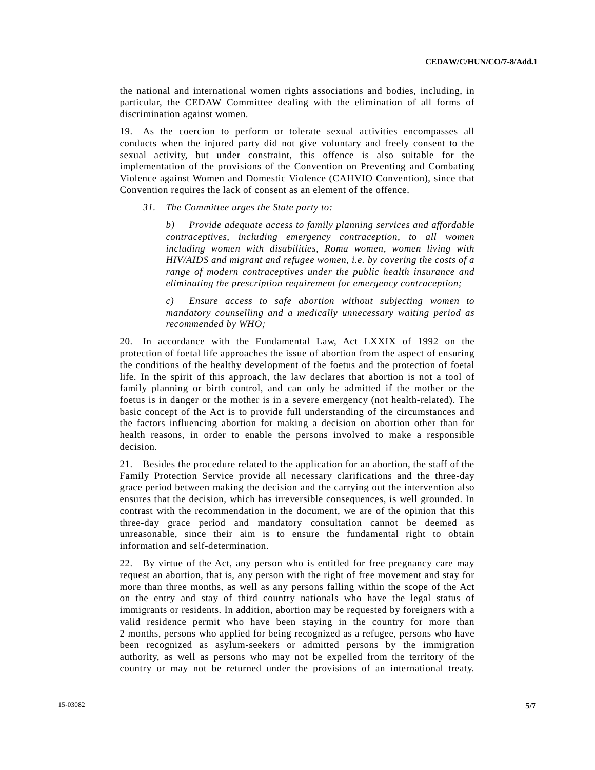the national and international women rights associations and bodies, including, in particular, the CEDAW Committee dealing with the elimination of all forms of discrimination against women.

19. As the coercion to perform or tolerate sexual activities encompasses all conducts when the injured party did not give voluntary and freely consent to the sexual activity, but under constraint, this offence is also suitable for the implementation of the provisions of the Convention on Preventing and Combating Violence against Women and Domestic Violence (CAHVIO Convention), since that Convention requires the lack of consent as an element of the offence.

> *31. The Committee urges the State party to:*
>
> *b) Provide adequate access to family planning services and affordable contraceptives, including emergency contraception, to all women including women with disabilities, Roma women, women living with HIV/AIDS and migrant and refugee women, i.e. by covering the costs of a range of modern contraceptives under the public health insurance and eliminating the prescription requirement for emergency contraception;*
>
> *c) Ensure access to safe abortion without subjecting women to mandatory counselling and a medically unnecessary waiting period as recommended by WHO;*

20. In accordance with the Fundamental Law, Act LXXIX of 1992 on the protection of foetal life approaches the issue of abortion from the aspect of ensuring the conditions of the healthy development of the foetus and the protection of foetal life. In the spirit of this approach, the law declares that abortion is not a tool of family planning or birth control, and can only be admitted if the mother or the foetus is in danger or the mother is in a severe emergency (not health-related). The basic concept of the Act is to provide full understanding of the circumstances and the factors influencing abortion for making a decision on abortion other than for health reasons, in order to enable the persons involved to make a responsible decision.

21. Besides the procedure related to the application for an abortion, the staff of the Family Protection Service provide all necessary clarifications and the three-day grace period between making the decision and the carrying out the intervention also ensures that the decision, which has irreversible consequences, is well grounded. In contrast with the recommendation in the document, we are of the opinion that this three-day grace period and mandatory consultation cannot be deemed as unreasonable, since their aim is to ensure the fundamental right to obtain information and self-determination.

22. By virtue of the Act, any person who is entitled for free pregnancy care may request an abortion, that is, any person with the right of free movement and stay for more than three months, as well as any persons falling within the scope of the Act on the entry and stay of third country nationals who have the legal status of immigrants or residents. In addition, abortion may be requested by foreigners with a valid residence permit who have been staying in the country for more than 2 months, persons who applied for being recognized as a refugee, persons who have been recognized as asylum-seekers or admitted persons by the immigration authority, as well as persons who may not be expelled from the territory of the country or may not be returned under the provisions of an international treaty.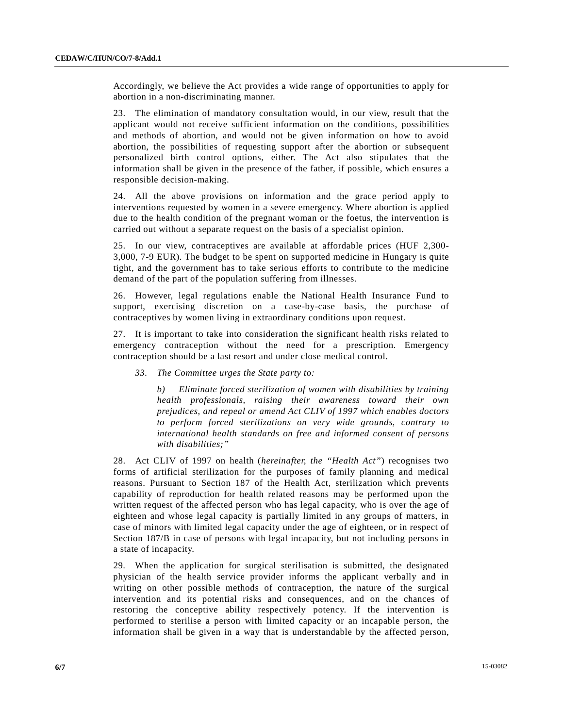Accordingly, we believe the Act provides a wide range of opportunities to apply for abortion in a non-discriminating manner.

23. The elimination of mandatory consultation would, in our view, result that the applicant would not receive sufficient information on the conditions, possibilities and methods of abortion, and would not be given information on how to avoid abortion, the possibilities of requesting support after the abortion or subsequent personalized birth control options, either. The Act also stipulates that the information shall be given in the presence of the father, if possible, which ensures a responsible decision-making.

24. All the above provisions on information and the grace period apply to interventions requested by women in a severe emergency. Where abortion is applied due to the health condition of the pregnant woman or the foetus, the intervention is carried out without a separate request on the basis of a specialist opinion.

25. In our view, contraceptives are available at affordable prices (HUF 2,300-3,000, 7-9 EUR). The budget to be spent on supported medicine in Hungary is quite tight, and the government has to take serious efforts to contribute to the medicine demand of the part of the population suffering from illnesses.

26. However, legal regulations enable the National Health Insurance Fund to support, exercising discretion on a case-by-case basis, the purchase of contraceptives by women living in extraordinary conditions upon request.

27. It is important to take into consideration the significant health risks related to emergency contraception without the need for a prescription. Emergency contraception should be a last resort and under close medical control.

> *33. The Committee urges the State party to:*
>
> *b) Eliminate forced sterilization of women with disabilities by training health professionals, raising their awareness toward their own prejudices, and repeal or amend Act CLIV of 1997 which enables doctors to perform forced sterilizations on very wide grounds, contrary to international health standards on free and informed consent of persons with disabilities;"*

28. Act CLIV of 1997 on health (*hereinafter, the "Health Act"*) recognises two forms of artificial sterilization for the purposes of family planning and medical reasons. Pursuant to Section 187 of the Health Act, sterilization which prevents capability of reproduction for health related reasons may be performed upon the written request of the affected person who has legal capacity, who is over the age of eighteen and whose legal capacity is partially limited in any groups of matters, in case of minors with limited legal capacity under the age of eighteen, or in respect of Section 187/B in case of persons with legal incapacity, but not including persons in a state of incapacity.

29. When the application for surgical sterilisation is submitted, the designated physician of the health service provider informs the applicant verbally and in writing on other possible methods of contraception, the nature of the surgical intervention and its potential risks and consequences, and on the chances of restoring the conceptive ability respectively potency. If the intervention is performed to sterilise a person with limited capacity or an incapable person, the information shall be given in a way that is understandable by the affected person,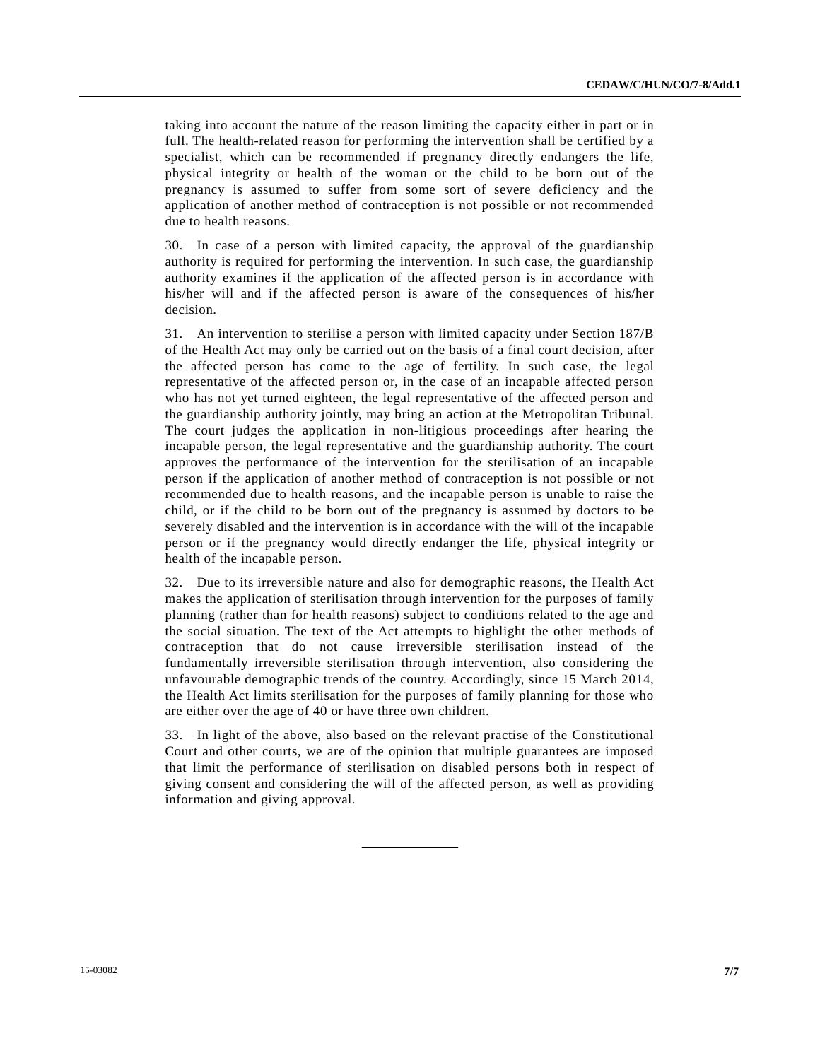taking into account the nature of the reason limiting the capacity either in part or in full. The health-related reason for performing the intervention shall be certified by a specialist, which can be recommended if pregnancy directly endangers the life, physical integrity or health of the woman or the child to be born out of the pregnancy is assumed to suffer from some sort of severe deficiency and the application of another method of contraception is not possible or not recommended due to health reasons.

30. In case of a person with limited capacity, the approval of the guardianship authority is required for performing the intervention. In such case, the guardianship authority examines if the application of the affected person is in accordance with his/her will and if the affected person is aware of the consequences of his/her decision.

31. An intervention to sterilise a person with limited capacity under Section 187/B of the Health Act may only be carried out on the basis of a final court decision, after the affected person has come to the age of fertility. In such case, the legal representative of the affected person or, in the case of an incapable affected person who has not yet turned eighteen, the legal representative of the affected person and the guardianship authority jointly, may bring an action at the Metropolitan Tribunal. The court judges the application in non-litigious proceedings after hearing the incapable person, the legal representative and the guardianship authority. The court approves the performance of the intervention for the sterilisation of an incapable person if the application of another method of contraception is not possible or not recommended due to health reasons, and the incapable person is unable to raise the child, or if the child to be born out of the pregnancy is assumed by doctors to be severely disabled and the intervention is in accordance with the will of the incapable person or if the pregnancy would directly endanger the life, physical integrity or health of the incapable person.

32. Due to its irreversible nature and also for demographic reasons, the Health Act makes the application of sterilisation through intervention for the purposes of family planning (rather than for health reasons) subject to conditions related to the age and the social situation. The text of the Act attempts to highlight the other methods of contraception that do not cause irreversible sterilisation instead of the fundamentally irreversible sterilisation through intervention, also considering the unfavourable demographic trends of the country. Accordingly, since 15 March 2014, the Health Act limits sterilisation for the purposes of family planning for those who are either over the age of 40 or have three own children.

33. In light of the above, also based on the relevant practise of the Constitutional Court and other courts, we are of the opinion that multiple guarantees are imposed that limit the performance of sterilisation on disabled persons both in respect of giving consent and considering the will of the affected person, as well as providing information and giving approval.